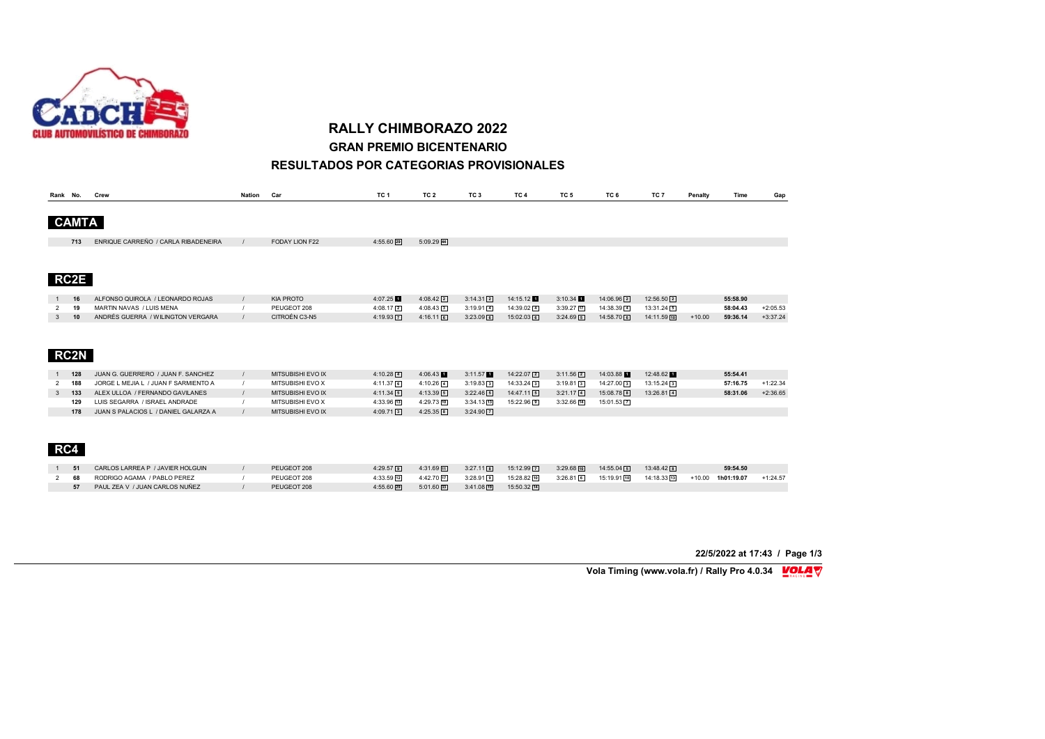# RALLY CHIMBORAZO 2022

## GRAN PREMIO BICENTENARIO

## RESULTADOS POR CATEGORIAS PROVISIONALES

| Rank | No. | Crew | Nation | Car | TC 1 | TC 2 | TC 3 | TC 4 | TC 5 | TC 6 | TC 7 | Penalty | Time | Gap |
|---|---|---|---|---|---|---|---|---|---|---|---|---|---|---|
| **CAMTA** | | | | | | | | | | | | | | |
| | 713 | ENRIQUE CARREÑO / CARLA RIBADENEIRA | / | FODAY LION F22 | 4:55.60 [29] | 5:09.29 [44] | | | | | | | | |
| **RC2E** | | | | | | | | | | | | | | |
| 1 | 16 | ALFONSO QUIROLA / LEONARDO ROJAS | / | KIA PROTO | 4:07.25 [1] | 4:08.42 [2] | 3:14.31 [2] | 14:15.12 [1] | 3:10.34 [1] | 14:06.96 [2] | 12:56.50 [2] | | 55:58.90 | |
| 2 | 19 | MARTIN NAVAS / LUIS MENA | / | PEUGEOT 208 | 4:08.17 [2] | 4:08.43 [3] | 3:19.91 [4] | 14:39.02 [4] | 3:39.27 [17] | 14:38.39 [4] | 13:31.24 [5] | | 58:04.43 | +2:05.53 |
| 3 | 10 | ANDRÉS GUERRA / WILINGTON VERGARA | / | CITROËN C3-N5 | 4:19.93 [7] | 4:16.11 [6] | 3:23.09 [6] | 15:02.03 [6] | 3:24.69 [5] | 14:58.70 [6] | 14:11.59 [10] | +10.00 | 59:36.14 | +3:37.24 |
| **RC2N** | | | | | | | | | | | | | | |
| 1 | 128 | JUAN G. GUERRERO / JUAN F. SANCHEZ | / | MITSUBISHI EVO IX | 4:10.28 [4] | 4:06.43 [1] | 3:11.57 [1] | 14:22.07 [2] | 3:11.56 [2] | 14:03.88 [1] | 12:48.62 [1] | | 55:54.41 | |
| 2 | 188 | JORGE L MEJIA L / JUAN F SARMIENTO A | / | MITSUBISHI EVO X | 4:11.37 [6] | 4:10.26 [4] | 3:19.83 [3] | 14:33.24 [3] | 3:19.81 [3] | 14:27.00 [3] | 13:15.24 [3] | | 57:16.75 | +1:22.34 |
| 3 | 133 | ALEX ULLOA / FERNANDO GAVILANES | / | MITSUBISHI EVO IX | 4:11.34 [5] | 4:13.39 [5] | 3:22.46 [5] | 14:47.11 [5] | 3:21.17 [4] | 15:08.78 [8] | 13:26.81 [4] | | 58:31.06 | +2:36.65 |
| | 129 | LUIS SEGARRA / ISRAEL ANDRADE | / | MITSUBISHI EVO X | 4:33.96 [13] | 4:29.73 [10] | 3:34.13 [13] | 15:22.96 [8] | 3:32.66 [14] | 15:01.53 [7] | | | | |
| | 178 | JUAN S PALACIOS L / DANIEL GALARZA A | / | MITSUBISHI EVO IX | 4:09.71 [3] | 4:25.35 [8] | 3:24.90 [7] | | | | | | | |
| **RC4** | | | | | | | | | | | | | | |
| 1 | 51 | CARLOS LARREA P / JAVIER HOLGUIN | / | PEUGEOT 208 | 4:29.57 [9] | 4:31.69 [11] | 3:27.11 [8] | 15:12.99 [7] | 3:29.68 [10] | 14:55.04 [5] | 13:48.42 [8] | | 59:54.50 | |
| 2 | 68 | RODRIGO AGAMA / PABLO PEREZ | / | PEUGEOT 208 | 4:33.59 [12] | 4:42.70 [17] | 3:28.91 [9] | 15:28.82 [10] | 3:26.81 [6] | 15:19.91 [10] | 14:18.33 [12] | +10.00 | 1h01:19.07 | +1:24.57 |
| | 57 | PAUL ZEA V / JUAN CARLOS NUÑEZ | / | PEUGEOT 208 | 4:55.60 [29] | 5:01.60 [33] | 3:41.08 [19] | 15:50.32 [14] | | | | | | |

22/5/2022 at 17:43

Vola Timing (www.vola.fr) / Rally Pro 4.0.34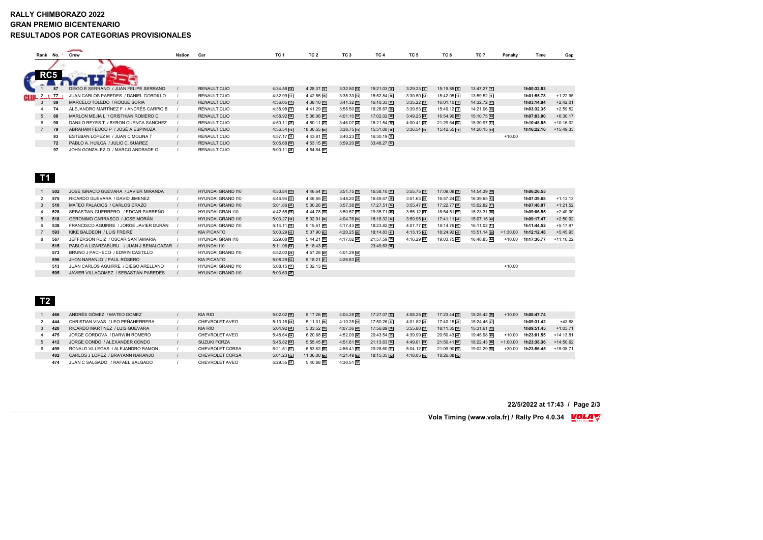# RALLY CHIMBORAZO 2022
## GRAN PREMIO BICENTENARIO
## RESULTADOS POR CATEGORIAS PROVISIONALES

### RC5

| Rank | No. | Crew | Nation | Car | TC 1 | TC 2 | TC 3 | TC 4 | TC 5 | TC 6 | TC 7 | Penalty | Time | Gap |
|---|---|---|---|---|---|---|---|---|---|---|---|---|---|---|
| 1 | 87 | DIEGO E SERRANO / JUAN FELIPE SERRANO | / | RENAULT CLIO | 4:34.58 14 | 4:28.37 9 | 3:32.50 12 | 15:21.03 8 | 3:29.23 9 | 15:19.85 9 | 13:47.27 7 | | 1h00:32.83 | |
| 2 | 77 | JUAN CARLOS PAREDES / DANIEL GORDILLO | / | RENAULT CLIO | 4:32.99 11 | 4:42.55 16 | 3:35.33 15 | 15:52.84 16 | 3:30.50 12 | 15:42.05 15 | 13:59.52 9 | | 1h01:55.78 | +1:22.95 |
| 3 | 89 | MARCELO TOLEDO / ROQUE SORIA | / | RENAULT CLIO | 4:36.05 15 | 4:38.10 13 | 3:41.32 20 | 16:10.33 17 | 3:35.22 15 | 16:01.10 18 | 14:32.72 17 | | 1h03:14.84 | +2:42.01 |
| 4 | 74 | ALEJANDRO MARTÍNEZ F / ANDRÉS CARPIO B | / | RENAULT CLIO | 4:38.98 17 | 4:41.29 15 | 3:55.50 32 | 16:26.87 20 | 3:39.53 18 | 15:49.12 17 | 14:21.06 15 | | 1h03:32.35 | +2:59.52 |
| 5 | 88 | MARLON MEJIA L / CRISTHIAN ROMERO C | / | RENAULT CLIO | 4:58.92 36 | 5:06.06 41 | 4:01.10 37 | 17:02.02 29 | 3:49.25 23 | 16:54.90 24 | 15:10.75 24 | | 1h07:03.00 | +6:30.17 |
| 6 | 90 | DANILO REYES T / BYRON CUENCA SANCHEZ | / | RENAULT CLIO | 4:50.11 24 | 4:50.11 24 | 3:46.07 23 | 16:21.54 19 | 4:00.41 35 | 21:29.64 50 | 15:30.97 31 | | 1h10:48.85 | +10:16.02 |
| 7 | 79 | ABRAHAM FEIJOO P / JOSÉ A ESPINOZA | / | RENAULT CLIO | 4:36.54 16 | 18:36.55 60 | 3:38.75 16 | 15:51.08 15 | 3:36.54 16 | 15:42.55 16 | 14:20.15 14 | | 1h16:22.16 | +15:49.33 |
| | 83 | ESTEBAN LÓPEZ M / JUAN C MOLINA T | / | RENAULT CLIO | 4:57.17 31 | 4:43.81 18 | 3:40.23 18 | 16:30.19 22 | | | | +10.00 | | |
| | 72 | PABLO A. HUILCA / JULIO C. SUAREZ | / | RENAULT CLIO | 5:05.68 38 | 4:53.15 26 | 3:59.20 36 | 33:48.27 57 | | | | | | |
| | 97 | JOHN GONZALEZ O / MARCO ANDRADE O | / | RENAULT CLIO | 5:00.11 40 | 4:54.84 27 | | | | | | | | |

### T1

| Rank | No. | Crew | Nation | Car | TC 1 | TC 2 | TC 3 | TC 4 | TC 5 | TC 6 | TC 7 | Penalty | Time | Gap |
|---|---|---|---|---|---|---|---|---|---|---|---|---|---|---|
| 1 | 502 | JOSE IGNACIO GUEVARA / JAVIER MIRANDA | / | HYUNDAI GRAND I10 | 4:50.84 25 | 4:46.64 21 | 3:51.75 29 | 16:58.10 27 | 3:55.75 31 | 17:09.08 27 | 14:54.39 19 | | 1h06:26.55 | |
| 2 | 575 | RICARDO GUEVARA / DAVID JIMENEZ | / | HYUNDAI GRAND I10 | 4:46.94 22 | 4:46.55 20 | 3:48.20 24 | 16:49.47 26 | 3:51.63 26 | 16:57.24 25 | 16:39.65 43 | | 1h07:39.68 | +1:13.13 |
| 3 | 510 | MATEO PALACIOS / CARLOS ERAZO | / | HYUNDAI GRAND I10 | 5:01.86 43 | 5:00.26 32 | 3:57.38 35 | 17:27.51 34 | 3:55.47 30 | 17:22.77 31 | 15:02.82 21 | | 1h07:48.07 | +1:21.52 |
| 4 | 528 | SEBASTIAN GUERRERO / EDGAR PARREÑO | / | HYUNDAI GRAN I10 | 4:42.55 20 | 4:44.78 19 | 3:50.57 25 | 19:35.71 48 | 3:55.12 29 | 16:54.51 23 | 15:23.31 29 | | 1h09:06.55 | +2:40.00 |
| 5 | 518 | GERONIMO CARRASCO / JOSE MORÁN | / | HYUNDAI GRAND I10 | 5:03.27 46 | 5:02.91 36 | 4:04.76 40 | 18:18.32 43 | 3:59.95 34 | 17:41.11 36 | 15:07.15 22 | | 1h09:17.47 | +2:50.92 |
| 6 | 538 | FRANCISCO AGUIRRE / JORGE JAVIER DURÁN | / | HYUNDAI GRAND I10 | 5:14.11 56 | 5:15.61 49 | 4:17.43 48 | 18:23.82 44 | 4:07.77 38 | 18:14.76 40 | 16:11.02 41 | | 1h11:44.52 | +5:17.97 |
| 7 | 593 | KIKE BALDEON / LUIS FREIRÉ | / | KIA PICANTO | 5:00.29 41 | 5:07.90 43 | 4:20.25 50 | 18:14.83 41 | 4:13.15 43 | 18:24.92 41 | 15:51.14 38 | +1:30.00 | 1h12:12.48 | +5:45.93 |
| 8 | 567 | JEFFERSON RUIZ / OSCAR SANTAMARIA | / | HYUNDAI GRAN I10 | 5:29.08 60 | 5:44.21 59 | 4:17.02 47 | 21:57.59 55 | 4:16.29 45 | 19:03.75 44 | 16:48.83 44 | +10.00 | 1h17:36.77 | +11:10.22 |
| | 515 | PABLO A LIZARZABURU / JUAN J BENALCAZAR | / | HYUNDAI I10 | 5:11.96 53 | 5:18.43 52 | | 23:49.63 56 | | | | | | |
| | 573 | BRUNO J PACHECO / EDWIN CASTILLO | / | HYUNDAI GRAND I10 | 4:52.00 26 | 4:57.28 29 | 4:01.29 38 | | | | | | | |
| | 596 | JHON NARANJO / PAUL ROSERO | / | KIA PICANTO | 5:08.29 52 | 5:18.21 51 | 4:26.83 54 | | | | | | | |
| | 513 | JUAN CARLOS AGUIRRE / DIEGO ARELLANO | / | HYUNDAI GRAND I10 | 5:08.15 51 | 5:02.13 34 | | | | | | +10.00 | | |
| | 505 | JAVIER VILLAGOMEZ / SEBASTIAN PAREDES | / | HYUNDAI GRAND I10 | 5:03.60 47 | | | | | | | | | |

### T2

| Rank | No. | Crew | Nation | Car | TC 1 | TC 2 | TC 3 | TC 4 | TC 5 | TC 6 | TC 7 | Penalty | Time | Gap |
|---|---|---|---|---|---|---|---|---|---|---|---|---|---|---|
| 1 | 466 | ANDRÉS GÓMEZ / MATEO GOMEZ | / | KIA RIO | 5:02.02 44 | 5:17.26 50 | 4:04.28 39 | 17:27.07 33 | 4:08.25 39 | 17:23.44 33 | 15:25.42 28 | +10.00 | 1h08:47.74 | |
| 2 | 444 | CHRISTIAN VIVAS / LEO PEÑAHERRERA | / | CHEVROLET AVEO | 5:13.18 55 | 5:11.31 46 | 4:10.25 44 | 17:50.26 37 | 4:01.82 36 | 17:40.15 35 | 15:24.45 27 | | 1h09:31.42 | +43.68 |
| 3 | 420 | RICARDO MARTINEZ / LUIS GUEVARA | / | KIA RÍO | 5:04.92 48 | 5:03.52 39 | 4:07.36 42 | 17:56.89 38 | 3:55.80 32 | 18:11.35 39 | 15:31.61 32 | | 1h09:51.45 | +1:03.71 |
| 4 | 475 | JORGE CORDOVA / DARWIN ROMERO | / | CHEVROLET AVEO | 5:48.64 64 | 6:20.88 64 | 4:52.09 60 | 20:43.54 53 | 4:39.99 48 | 20:50.43 47 | 19:45.98 49 | +10.00 | 1h23:01.55 | +14:13.81 |
| 5 | 412 | JORGE CONDO / ALEXANDER CONDO | / | SUZUKI FORZA | 5:45.82 63 | 5:55.45 61 | 4:51.61 59 | 21:13.63 54 | 4:49.01 49 | 21:50.41 51 | 18:22.43 46 | +1:00.00 | 1h23:38.36 | +14:50.62 |
| 6 | 499 | RONALD VILLEGAS / ALEJANDRO RAMON | / | CHEVROLET CORSA | 6:21.51 67 | 6:53.62 65 | 4:56.41 61 | 20:28.60 51 | 5:04.12 51 | 21:09.90 49 | 19:02.29 48 | +30.00 | 1h23:56.45 | +15:08.71 |
| | 402 | CARLOS J LOPEZ / BRAYANN NARANJO | / | CHEVROLET CORSA | 5:01.23 42 | 11:06.00 66 | 4:21.49 52 | 18:15.35 42 | 4:18.05 46 | 18:26.88 42 | | | | |
| | 474 | JUAN C SALGADO / RAFAEL SALGADO | / | CHEVROLET AVEO | 5:29.35 61 | 5:40.88 56 | 4:30.51 57 | | | | | | | |

22/5/2022 at 17:43

Vola Timing (www.vola.fr) / Rally Pro 4.0.34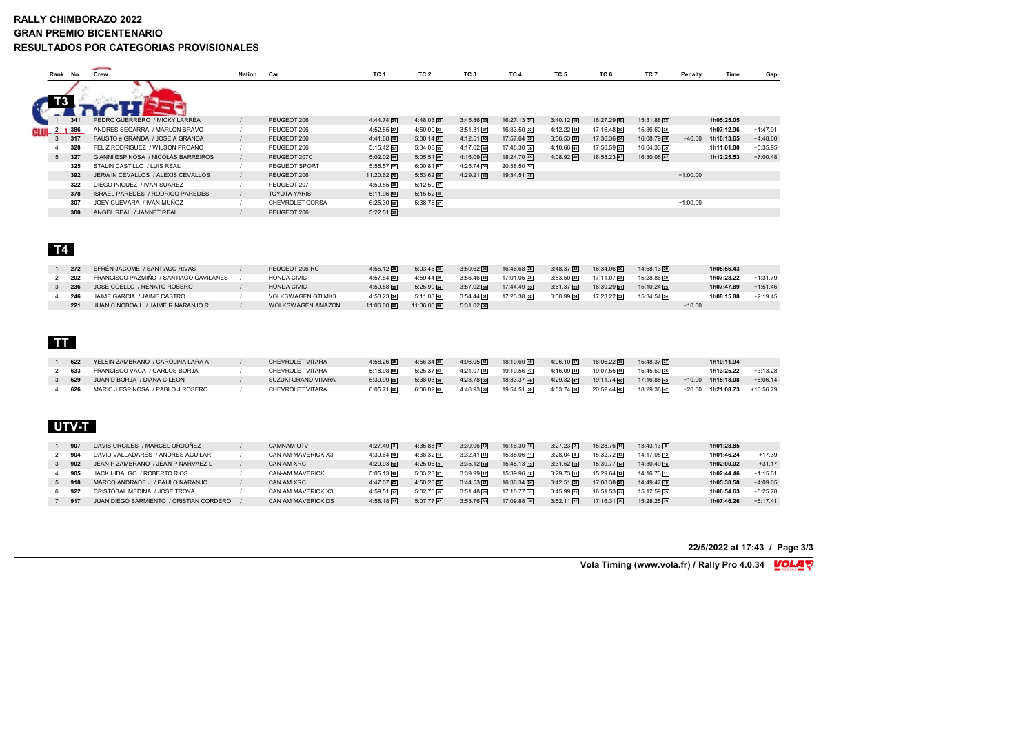# RALLY CHIMBORAZO 2022

## GRAN PREMIO BICENTENARIO

## RESULTADOS POR CATEGORIAS PROVISIONALES

### T3

| Rank | No. | Crew | Nation | Car | TC 1 | TC 2 | TC 3 | TC 4 | TC 5 | TC 6 | TC 7 | Penalty | Time | Gap |
|---|---|---|---|---|---|---|---|---|---|---|---|---|---|---|
| 1 | 341 | PEDRO GUERRERO / MICKY LARREA | / | PEUGEOT 206 | 4:44.74 | 4:48.03 | 3:45.86 | 16:27.13 | 3:40.12 | 16:27.29 | 15:31.88 | | 1h05:25.05 | |
| 2 | 386 | ANDRES SEGARRA / MARLON BRAVO | / | PEUGEOT 206 | 4:52.85 | 4:50.00 | 3:51.31 | 16:33.50 | 4:12.22 | 17:16.48 | 15:36.60 | | 1h07:12.96 | +1:47.91 |
| 3 | 317 | FAUSTO e GRANDA / JOSE A GRANDA | / | PEUGEOT 206 | 4:41.68 | 5:00.14 | 4:12.51 | 17:57.64 | 3:56.53 | 17:36.36 | 16:08.79 | +40.00 | 1h10:13.65 | +4:48.60 |
| 4 | 328 | FELIZ RODRIGUEZ / WILSON PROAÑO | / | PEUGEOT 206 | 5:15.42 | 5:34.08 | 4:17.62 | 17:48.30 | 4:10.66 | 17:50.59 | 16:04.33 | | 1h11:01.00 | +5:35.95 |
| 5 | 327 | GIANNI ESPINOSA / NICOLÁS BARREIROS | / | PEUGEOT 207C | 5:02.02 | 5:05.51 | 4:16.09 | 18:24.70 | 4:08.92 | 18:58.23 | 16:30.06 | | 1h12:25.53 | +7:00.48 |
| | 325 | STALIN CASTILLO / LUIS REAL | / | PEGUEOT SPORT | 5:55.57 | 6:00.81 | 4:25.74 | 20:38.50 | | | | | | |
| | 392 | JERWIN CEVALLOS / ALEXIS CEVALLOS | / | PEUGEOT 206 | 11:20.62 | 5:53.62 | 4:29.21 | 19:34.51 | | | | +1:00.00 | | |
| | 322 | DIEGO INIGUEZ / IVAN SUAREZ | / | PEUGEOT 207 | 4:59.55 | 5:12.50 | | | | | | | | |
| | 378 | ISRAEL PAREDES / RODRIGO PAREDES | / | TOYOTA YARIS | 5:11.96 | 5:15.52 | | | | | | | | |
| | 307 | JOEY GUEVARA / IVÁN MUÑOZ | / | CHEVROLET CORSA | 6:25.30 | 5:38.78 | | | | | | +1:00.00 | | |
| | 300 | ANGEL REAL / JANNET REAL | / | PEUGEOT 206 | 5:22.51 | | | | | | | | | |

### T4

| Rank | No. | Crew | Nation | Car | TC 1 | TC 2 | TC 3 | TC 4 | TC 5 | TC 6 | TC 7 | Penalty | Time | Gap |
|---|---|---|---|---|---|---|---|---|---|---|---|---|---|---|
| 1 | 272 | EFRÉN JACOME / SANTIAGO RIVAS | / | PEUGEOT 206 RC | 4:55.12 | 5:03.45 | 3:50.62 | 16:46.68 | 3:48.37 | 16:34.06 | 14:58.13 | | 1h05:56.43 | |
| 2 | 202 | FRANCISCO PAZMIÑO / SANTIAGO GAVILANES | / | HONDA CIVIC | 4:57.84 | 4:59.44 | 3:56.46 | 17:01.05 | 3:53.50 | 17:11.07 | 15:28.86 | | 1h07:28.22 | +1:31.79 |
| 3 | 236 | JOSE COELLO / RENATO ROSERO | / | HONDA CIVIC | 4:59.58 | 5:25.90 | 3:57.02 | 17:44.49 | 3:51.37 | 16:39.29 | 15:10.24 | | 1h07:47.89 | +1:51.46 |
| 4 | 246 | JAIME GARCIA / JAIME CASTRO | / | VOLKSWAGEN GTI MK3 | 4:58.23 | 5:11.08 | 3:54.44 | 17:23.38 | 3:50.99 | 17:23.22 | 15:34.54 | | 1h08:15.88 | +2:19.45 |
| | 221 | JUAN C NOBOA L / JAIME R NARANJO R | / | WOLKSWAGEN AMAZON | 11:06.00 | 11:06.00 | 5:31.02 | | | | | +10.00 | | |

### TT

| Rank | No. | Crew | Nation | Car | TC 1 | TC 2 | TC 3 | TC 4 | TC 5 | TC 6 | TC 7 | Penalty | Time | Gap |
|---|---|---|---|---|---|---|---|---|---|---|---|---|---|---|
| 1 | 622 | YELSIN ZAMBRANO / CAROLINA LARA A | / | CHEVROLET VITARA | 4:58.26 | 4:56.34 | 4:06.05 | 18:10.60 | 4:06.10 | 18:06.22 | 15:48.37 | | 1h10:11.94 | |
| 2 | 633 | FRANCISCO VACA / CARLOS BORJA | / | CHEVROLET VITARA | 5:18.98 | 5:25.37 | 4:21.07 | 19:10.56 | 4:16.09 | 19:07.55 | 15:45.60 | | 1h13:25.22 | +3:13.28 |
| 3 | 629 | JUAN D BORJA / DIANA C LEON | / | SUZUKI GRAND VITARA | 5:39.99 | 5:38.03 | 4:28.78 | 18:33.37 | 4:29.32 | 19:11.74 | 17:16.85 | +10.00 | 1h15:18.08 | +5:06.14 |
| 4 | 626 | MARIO J ESPINOSA / PABLO J ROSERO | / | CHEVROLET VITARA | 6:05.71 | 6:06.02 | 4:46.93 | 19:54.51 | 4:53.74 | 20:52.44 | 18:29.38 | +20.00 | 1h21:08.73 | +10:56.79 |

### UTV-T

| Rank | No. | Crew | Nation | Car | TC 1 | TC 2 | TC 3 | TC 4 | TC 5 | TC 6 | TC 7 | Penalty | Time | Gap |
|---|---|---|---|---|---|---|---|---|---|---|---|---|---|---|
| 1 | 907 | DAVIS URGILES / MARCEL ORDOÑEZ | / | CAMNAM UTV | 4:27.49 | 4:35.88 | 3:30.06 | 16:16.30 | 3:27.23 | 15:28.76 | 13:43.13 | | 1h01:28.85 | |
| 2 | 904 | DAVID VALLADARES / ANDRES AGUILAR | / | CAN AM MAVERICK X3 | 4:39.64 | 4:38.32 | 3:32.41 | 15:38.06 | 3:28.04 | 15:32.72 | 14:17.05 | | 1h01:46.24 | +17.39 |
| 3 | 902 | JEAN P ZAMBRANO / JEAN P NARVAEZ L | / | CAN AM XRC | 4:29.93 | 4:25.06 | 3:35.12 | 15:48.13 | 3:31.52 | 15:39.77 | 14:30.49 | | 1h02:00.02 | +31.17 |
| 4 | 905 | JACK HIDALGO / ROBERTO RIOS | / | CAN-AM MAVERICK | 5:05.13 | 5:03.28 | 3:39.99 | 15:39.96 | 3:29.73 | 15:29.64 | 14:16.73 | | 1h02:44.46 | +1:15.61 |
| 5 | 918 | MARCO ANDRADE J / PAULO NARANJO | / | CAN AM XRC | 4:47.07 | 4:50.20 | 3:44.53 | 16:36.34 | 3:42.51 | 17:08.38 | 14:49.47 | | 1h05:38.50 | +4:09.65 |
| 6 | 922 | CRISTÓBAL MEDINA / JOSE TROYA | / | CAN AM MAVERICK X3 | 4:59.51 | 5:02.76 | 3:51.48 | 17:10.77 | 3:45.99 | 16:51.53 | 15:12.59 | | 1h06:54.63 | +5:25.78 |
| 7 | 917 | JUAN DIEGO SARMIENTO / CRISTIAN CORDERO | / | CAN AM MAVERICK DS | 4:58.18 | 5:07.77 | 3:53.76 | 17:09.88 | 3:52.11 | 17:16.31 | 15:28.25 | | 1h07:46.26 | +6:17.41 |

22/5/2022 at 17:43

Vola Timing (www.vola.fr) / Rally Pro 4.0.34